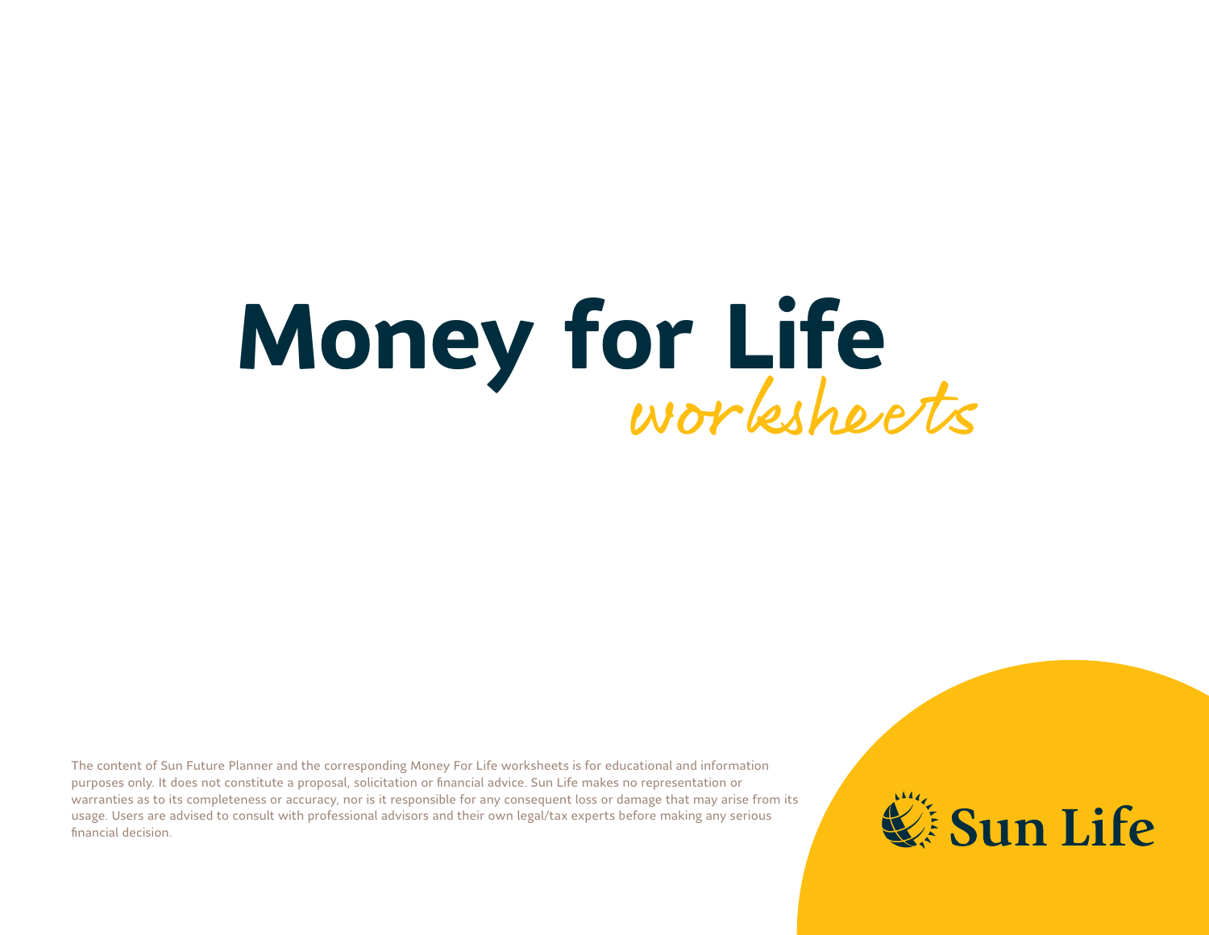# Money for Life

*worksheets*

The content of Sun Future Planner and the corresponding Money For Life worksheets is for educational and information purposes only. It does not constitute a proposal, solicitation or financial advice. Sun Life makes no representation or warranties as to its completeness or accuracy, nor is it responsible for any consequent loss or damage that may arise from its usage. Users are advised to consult with professional advisors and their own legal/tax experts before making any serious financial decision.

Sun Life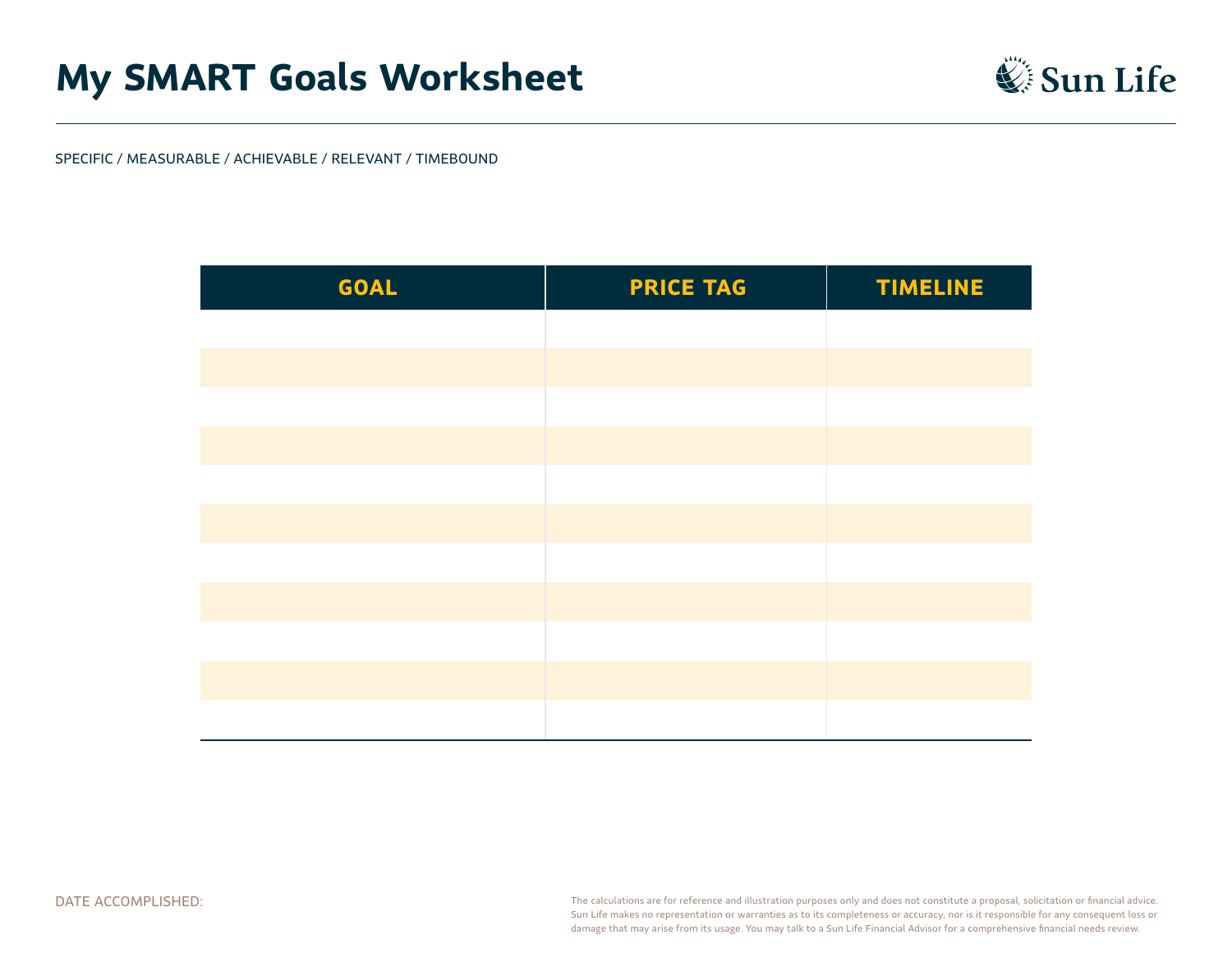# My SMART Goals Worksheet

SPECIFIC / MEASURABLE / ACHIEVABLE / RELEVANT / TIMEBOUND

| GOAL | PRICE TAG | TIMELINE |
|---|---|---|
| | | |
| | | |
| | | |
| | | |
| | | |
| | | |
| | | |
| | | |
| | | |
| | | |
| | | |

DATE ACCOMPLISHED:

The calculations are for reference and illustration purposes only and does not constitute a proposal, solicitation or financial advice. Sun Life makes no representation or warranties as to its completeness or accuracy, nor is it responsible for any consequent loss or damage that may arise from its usage. You may talk to a Sun Life Financial Advisor for a comprehensive financial needs review.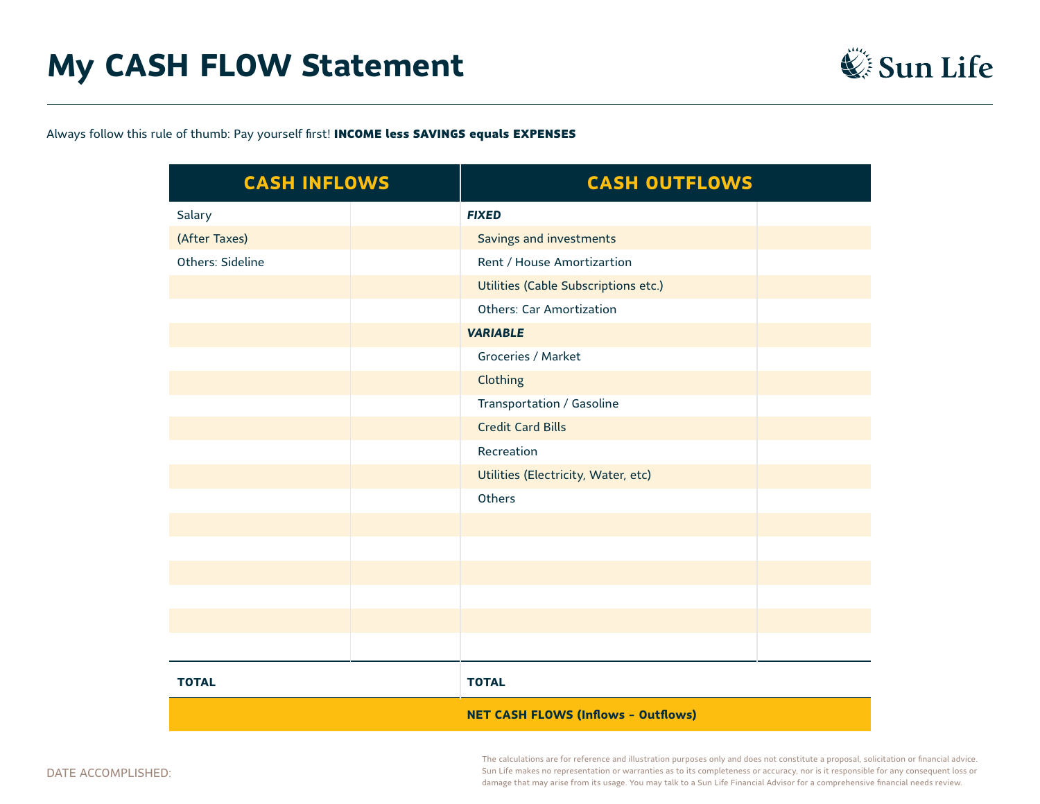# My CASH FLOW Statement

Sun Life

Always follow this rule of thumb: Pay yourself first! **INCOME less SAVINGS equals EXPENSES**

| CASH INFLOWS | | CASH OUTFLOWS | |
|---|---|---|---|
| Salary | | ***FIXED*** | |
| (After Taxes) | | Savings and investments | |
| Others: Sideline | | Rent / House Amortizartion | |
| | | Utilities (Cable Subscriptions etc.) | |
| | | Others: Car Amortization | |
| | | ***VARIABLE*** | |
| | | Groceries / Market | |
| | | Clothing | |
| | | Transportation / Gasoline | |
| | | Credit Card Bills | |
| | | Recreation | |
| | | Utilities (Electricity, Water, etc) | |
| | | Others | |
| | | | |
| | | | |
| | | | |
| | | | |
| | | | |
| | | | |
| **TOTAL** | | **TOTAL** | |
| | | **NET CASH FLOWS (Inflows – Outflows)** | |

DATE ACCOMPLISHED:

The calculations are for reference and illustration purposes only and does not constitute a proposal, solicitation or financial advice. Sun Life makes no representation or warranties as to its completeness or accuracy, nor is it responsible for any consequent loss or damage that may arise from its usage. You may talk to a Sun Life Financial Advisor for a comprehensive financial needs review.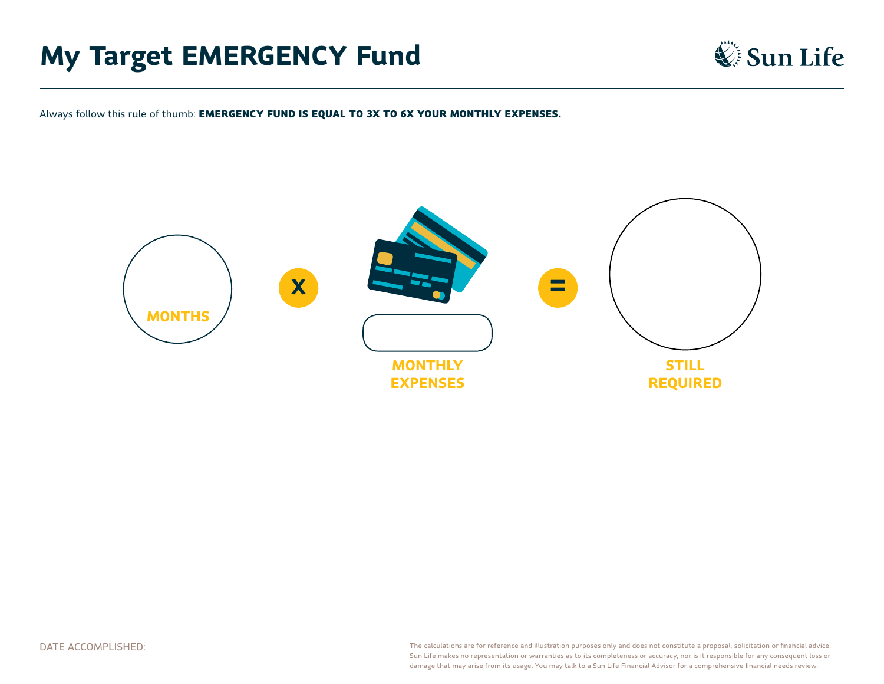# My Target EMERGENCY Fund

Sun Life

Always follow this rule of thumb: **EMERGENCY FUND IS EQUAL TO 3X TO 6X YOUR MONTHLY EXPENSES.**

MONTHS

X

MONTHLY EXPENSES

=

STILL REQUIRED

DATE ACCOMPLISHED:

The calculations are for reference and illustration purposes only and does not constitute a proposal, solicitation or financial advice. Sun Life makes no representation or warranties as to its completeness or accuracy, nor is it responsible for any consequent loss or damage that may arise from its usage. You may talk to a Sun Life Financial Advisor for a comprehensive financial needs review.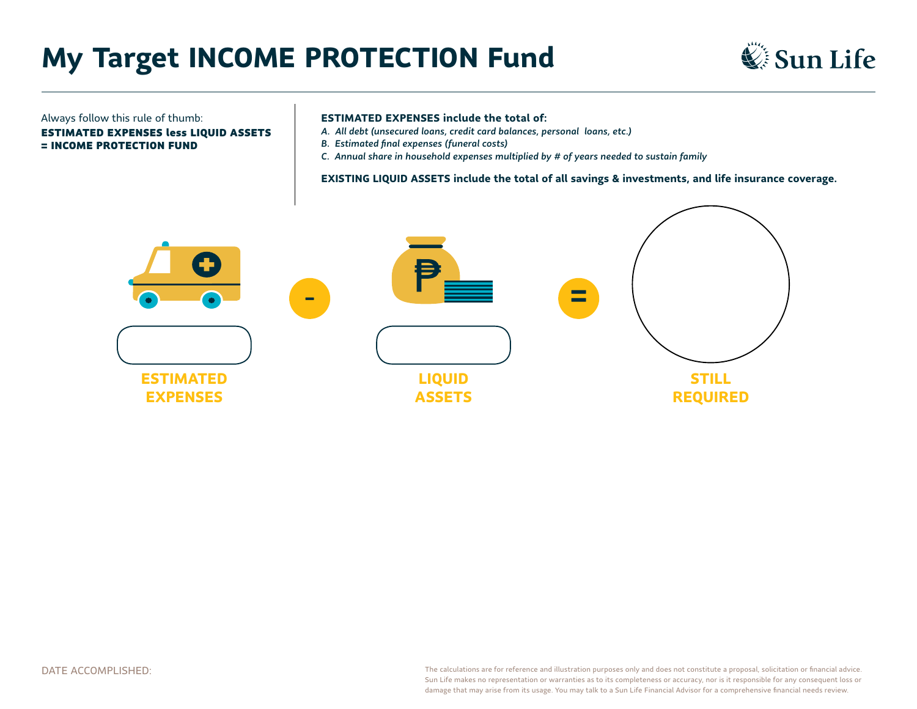# My Target INCOME PROTECTION Fund

Always follow this rule of thumb:
**ESTIMATED EXPENSES less LIQUID ASSETS = INCOME PROTECTION FUND**

**ESTIMATED EXPENSES include the total of:**

*A. All debt (unsecured loans, credit card balances, personal loans, etc.)*
*B. Estimated final expenses (funeral costs)*
*C. Annual share in household expenses multiplied by # of years needed to sustain family*

**EXISTING LIQUID ASSETS include the total of all savings & investments, and life insurance coverage.**

**ESTIMATED EXPENSES** - **LIQUID ASSETS** = **STILL REQUIRED**

DATE ACCOMPLISHED:

The calculations are for reference and illustration purposes only and does not constitute a proposal, solicitation or financial advice. Sun Life makes no representation or warranties as to its completeness or accuracy, nor is it responsible for any consequent loss or damage that may arise from its usage. You may talk to a Sun Life Financial Advisor for a comprehensive financial needs review.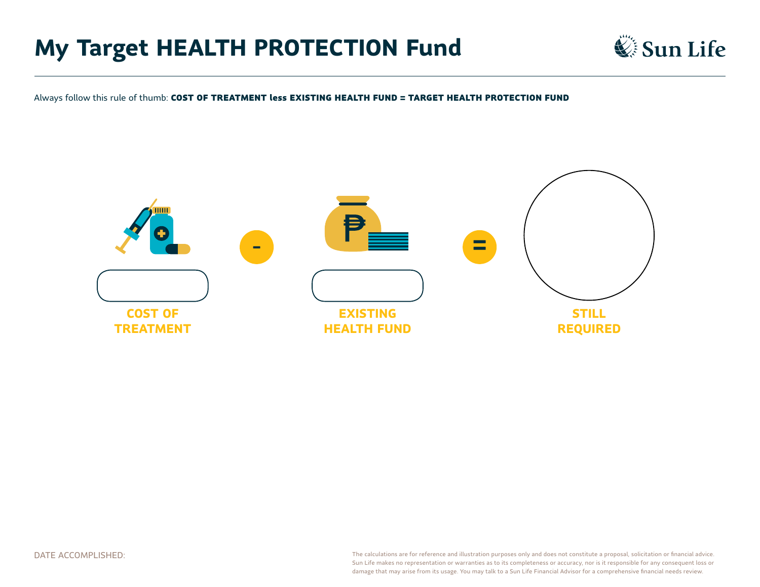# My Target HEALTH PROTECTION Fund

Always follow this rule of thumb: **COST OF TREATMENT less EXISTING HEALTH FUND = TARGET HEALTH PROTECTION FUND**

**COST OF TREATMENT** - **EXISTING HEALTH FUND** = **STILL REQUIRED**

DATE ACCOMPLISHED:

The calculations are for reference and illustration purposes only and does not constitute a proposal, solicitation or financial advice. Sun Life makes no representation or warranties as to its completeness or accuracy, nor is it responsible for any consequent loss or damage that may arise from its usage. You may talk to a Sun Life Financial Advisor for a comprehensive financial needs review.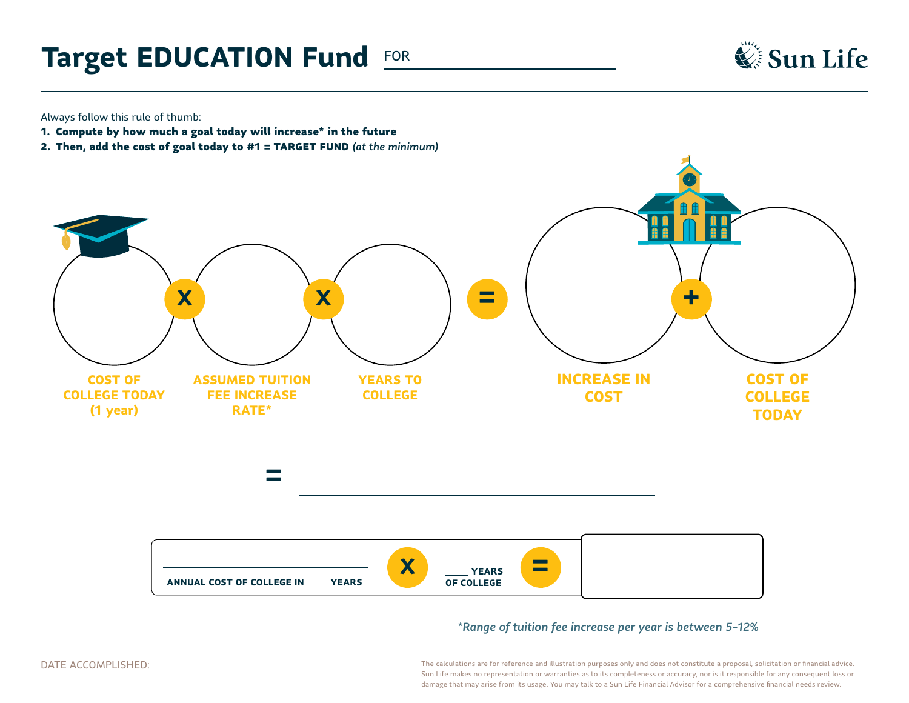# Target EDUCATION Fund FOR ____________________

Sun Life

Always follow this rule of thumb:

1. **Compute by how much a goal today will increase* in the future**
2. **Then, add the cost of goal today to #1 = TARGET FUND** *(at the minimum)*

**COST OF COLLEGE TODAY (1 year)** X **ASSUMED TUITION FEE INCREASE RATE*** X **YEARS TO COLLEGE** = **INCREASE IN COST** + **COST OF COLLEGE TODAY**

= ____________________

____________________ **ANNUAL COST OF COLLEGE IN ___ YEARS** X **_____ YEARS OF COLLEGE** = ____________________

*\*Range of tuition fee increase per year is between 5-12%*

DATE ACCOMPLISHED:

The calculations are for reference and illustration purposes only and does not constitute a proposal, solicitation or financial advice. Sun Life makes no representation or warranties as to its completeness or accuracy, nor is it responsible for any consequent loss or damage that may arise from its usage. You may talk to a Sun Life Financial Advisor for a comprehensive financial needs review.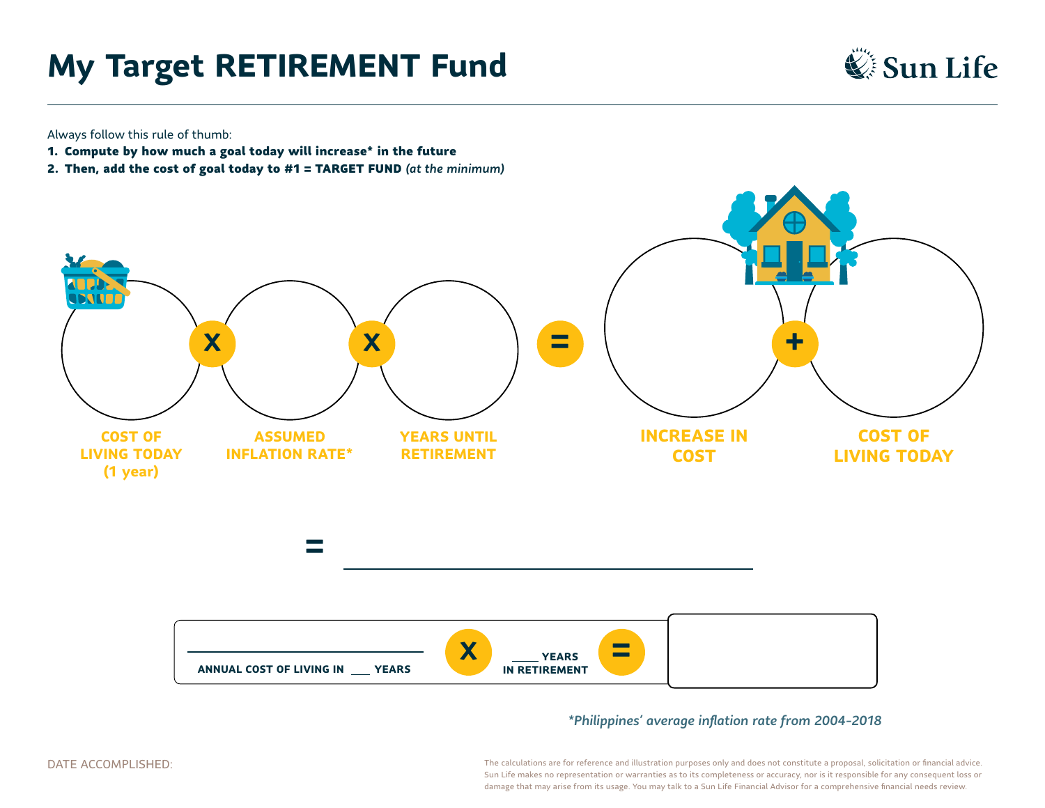# My Target RETIREMENT Fund

Always follow this rule of thumb:

1. **Compute by how much a goal today will increase* in the future**
2. **Then, add the cost of goal today to #1 = TARGET FUND** *(at the minimum)*

**COST OF LIVING TODAY (1 year)** X **ASSUMED INFLATION RATE*** X **YEARS UNTIL RETIREMENT** = **INCREASE IN COST** + **COST OF LIVING TODAY**

= ________________________________

________________________________
**ANNUAL COST OF LIVING IN ___ YEARS** X **_____ YEARS IN RETIREMENT** = 

*\*Philippines' average inflation rate from 2004-2018*

DATE ACCOMPLISHED:

The calculations are for reference and illustration purposes only and does not constitute a proposal, solicitation or financial advice. Sun Life makes no representation or warranties as to its completeness or accuracy, nor is it responsible for any consequent loss or damage that may arise from its usage. You may talk to a Sun Life Financial Advisor for a comprehensive financial needs review.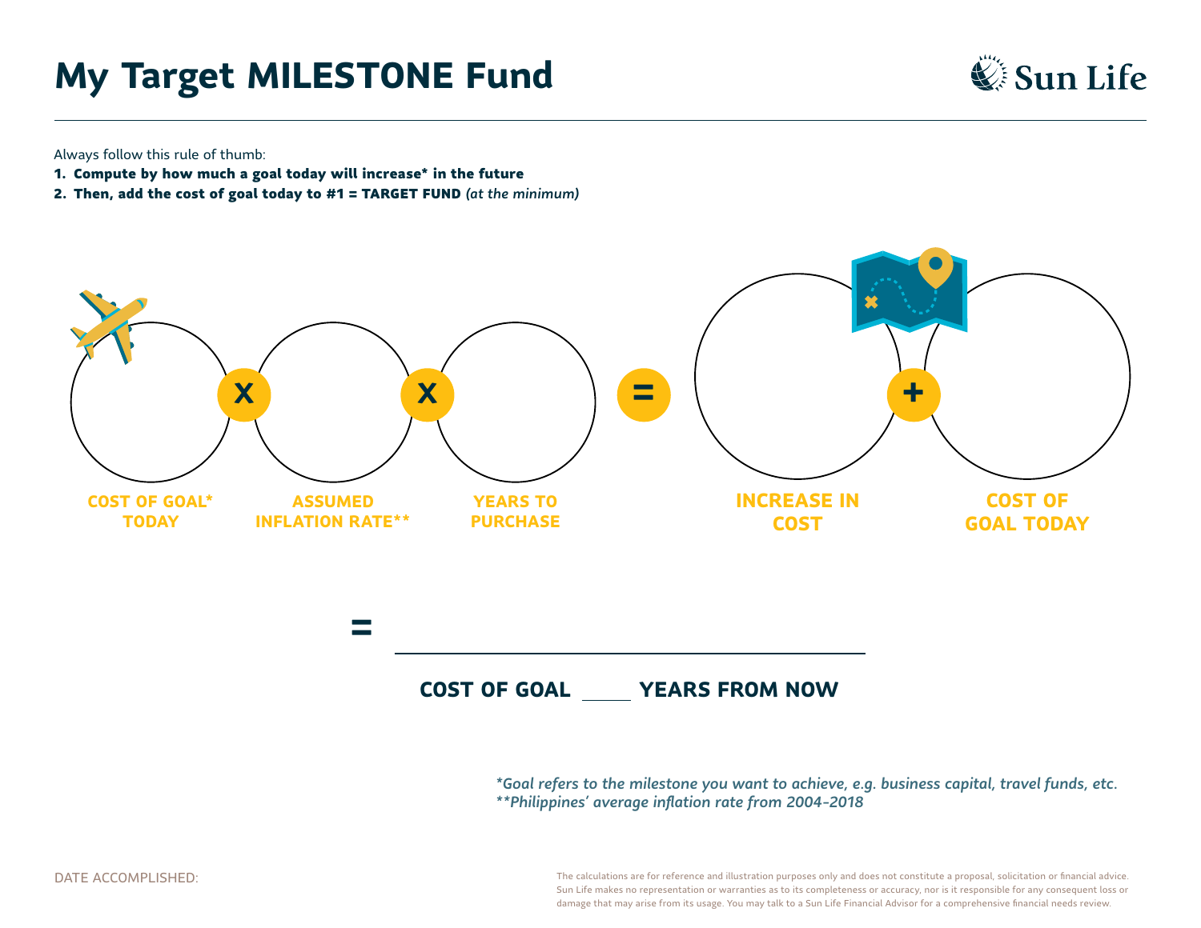# My Target MILESTONE Fund

Sun Life

Always follow this rule of thumb:

1. **Compute by how much a goal today will increase* in the future**
2. **Then, add the cost of goal today to #1 = TARGET FUND** *(at the minimum)*

COST OF GOAL* TODAY **X** ASSUMED INFLATION RATE** **X** YEARS TO PURCHASE **=** INCREASE IN COST **+** COST OF GOAL TODAY

**=** ______________________________

**COST OF GOAL _____ YEARS FROM NOW**

*\*Goal refers to the milestone you want to achieve, e.g. business capital, travel funds, etc.*
*\*\*Philippines' average inflation rate from 2004-2018*

DATE ACCOMPLISHED:

The calculations are for reference and illustration purposes only and does not constitute a proposal, solicitation or financial advice. Sun Life makes no representation or warranties as to its completeness or accuracy, nor is it responsible for any consequent loss or damage that may arise from its usage. You may talk to a Sun Life Financial Advisor for a comprehensive financial needs review.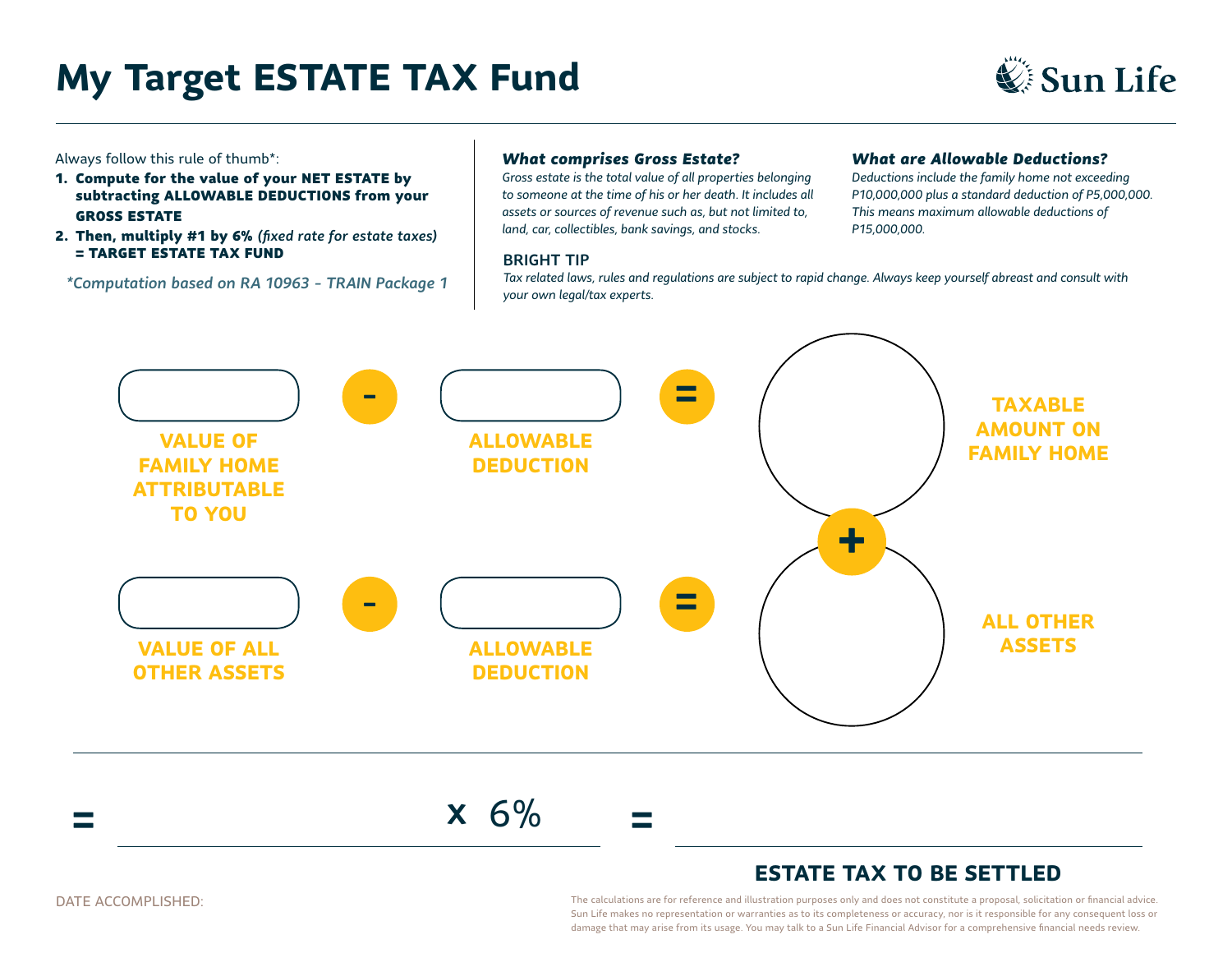# My Target ESTATE TAX Fund

Sun Life

Always follow this rule of thumb*:

1. **Compute for the value of your NET ESTATE by subtracting ALLOWABLE DEDUCTIONS from your GROSS ESTATE**
2. **Then, multiply #1 by 6%** ***(fixed rate for estate taxes)*** **= TARGET ESTATE TAX FUND**

***Computation based on RA 10963 - TRAIN Package 1**

### *What comprises Gross Estate?*

*Gross estate is the total value of all properties belonging to someone at the time of his or her death. It includes all assets or sources of revenue such as, but not limited to, land, car, collectibles, bank savings, and stocks.*

### *What are Allowable Deductions?*

*Deductions include the family home not exceeding P10,000,000 plus a standard deduction of P5,000,000. This means maximum allowable deductions of P15,000,000.*

**BRIGHT TIP**

*Tax related laws, rules and regulations are subject to rapid change. Always keep yourself abreast and consult with your own legal/tax experts.*

| VALUE OF FAMILY HOME ATTRIBUTABLE TO YOU | - | ALLOWABLE DEDUCTION | = | TAXABLE AMOUNT ON FAMILY HOME |
|---|---|---|---|---|
| | | | | **+** |
| **VALUE OF ALL OTHER ASSETS** | - | **ALLOWABLE DEDUCTION** | = | **ALL OTHER ASSETS** |

= ____________________ x 6% = ____________________

**ESTATE TAX TO BE SETTLED**

DATE ACCOMPLISHED:

The calculations are for reference and illustration purposes only and does not constitute a proposal, solicitation or financial advice. Sun Life makes no representation or warranties as to its completeness or accuracy, nor is it responsible for any consequent loss or damage that may arise from its usage. You may talk to a Sun Life Financial Advisor for a comprehensive financial needs review.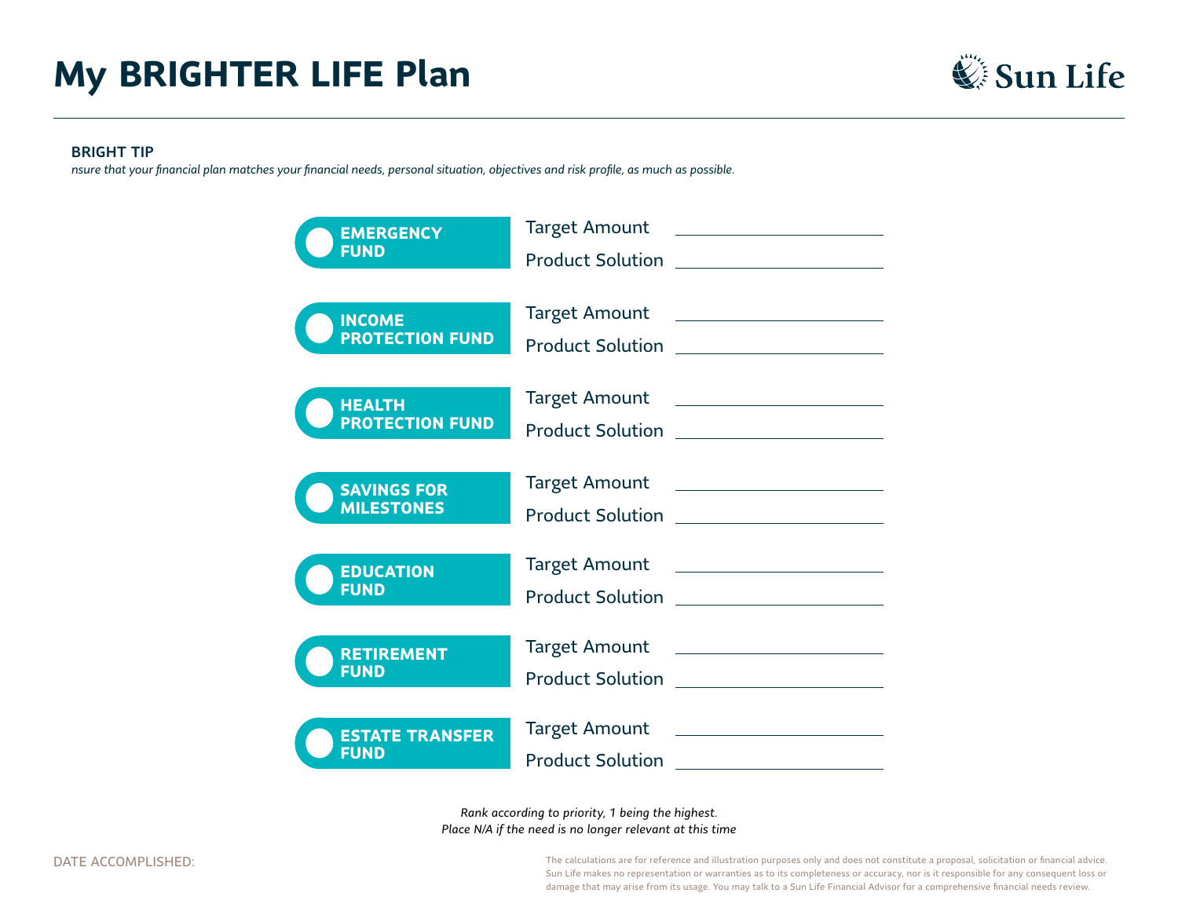# My BRIGHTER LIFE Plan

Sun Life

**BRIGHT TIP**

*nsure that your financial plan matches your financial needs, personal situation, objectives and risk profile, as much as possible.*

| | | |
|---|---|---|
| **EMERGENCY FUND** | Target Amount | ________________ |
| | Product Solution | ________________ |
| **INCOME PROTECTION FUND** | Target Amount | ________________ |
| | Product Solution | ________________ |
| **HEALTH PROTECTION FUND** | Target Amount | ________________ |
| | Product Solution | ________________ |
| **SAVINGS FOR MILESTONES** | Target Amount | ________________ |
| | Product Solution | ________________ |
| **EDUCATION FUND** | Target Amount | ________________ |
| | Product Solution | ________________ |
| **RETIREMENT FUND** | Target Amount | ________________ |
| | Product Solution | ________________ |
| **ESTATE TRANSFER FUND** | Target Amount | ________________ |
| | Product Solution | ________________ |

*Rank according to priority, 1 being the highest.*
*Place N/A if the need is no longer relevant at this time*

DATE ACCOMPLISHED:

The calculations are for reference and illustration purposes only and does not constitute a proposal, solicitation or financial advice. Sun Life makes no representation or warranties as to its completeness or accuracy, nor is it responsible for any consequent loss or damage that may arise from its usage. You may talk to a Sun Life Financial Advisor for a comprehensive financial needs review.